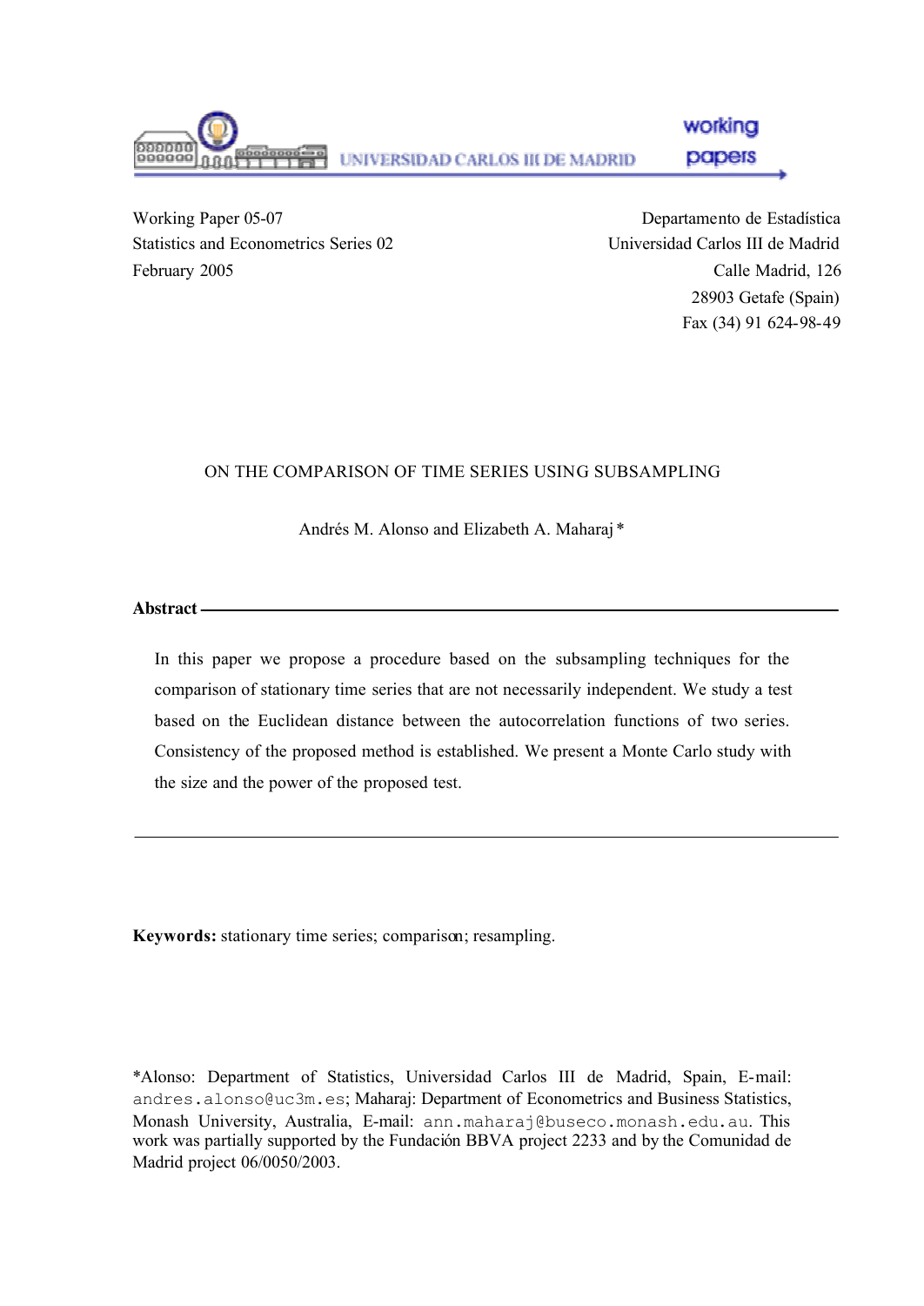Working Paper 05-07
Statistics and Econometrics Series 02
February 2005

Departamento de Estadística
Universidad Carlos III de Madrid
Calle Madrid, 126
28903 Getafe (Spain)
Fax (34) 91 624-98-49

# ON THE COMPARISON OF TIME SERIES USING SUBSAMPLING

Andrés M. Alonso and Elizabeth A. Maharaj *

**Abstract**

In this paper we propose a procedure based on the subsampling techniques for the comparison of stationary time series that are not necessarily independent. We study a test based on the Euclidean distance between the autocorrelation functions of two series. Consistency of the proposed method is established. We present a Monte Carlo study with the size and the power of the proposed test.

**Keywords:** stationary time series; comparison; resampling.

*Alonso: Department of Statistics, Universidad Carlos III de Madrid, Spain, E-mail: andres.alonso@uc3m.es; Maharaj: Department of Econometrics and Business Statistics, Monash University, Australia, E-mail: ann.maharaj@buseco.monash.edu.au. This work was partially supported by the Fundación BBVA project 2233 and by the Comunidad de Madrid project 06/0050/2003.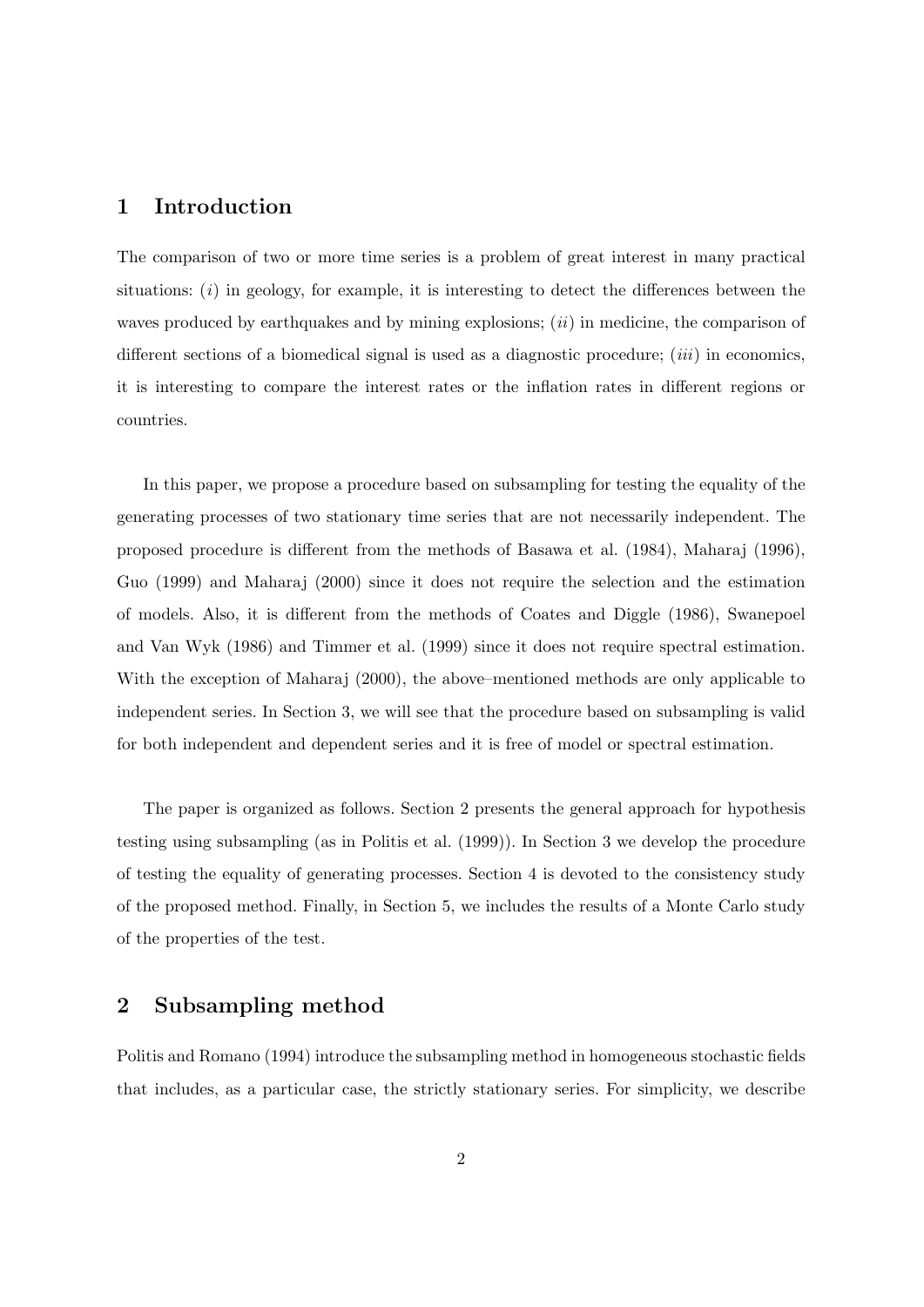## 1 Introduction

The comparison of two or more time series is a problem of great interest in many practical situations: (*i*) in geology, for example, it is interesting to detect the differences between the waves produced by earthquakes and by mining explosions; (*ii*) in medicine, the comparison of different sections of a biomedical signal is used as a diagnostic procedure; (*iii*) in economics, it is interesting to compare the interest rates or the inflation rates in different regions or countries.

In this paper, we propose a procedure based on subsampling for testing the equality of the generating processes of two stationary time series that are not necessarily independent. The proposed procedure is different from the methods of Basawa et al. (1984), Maharaj (1996), Guo (1999) and Maharaj (2000) since it does not require the selection and the estimation of models. Also, it is different from the methods of Coates and Diggle (1986), Swanepoel and Van Wyk (1986) and Timmer et al. (1999) since it does not require spectral estimation. With the exception of Maharaj (2000), the above–mentioned methods are only applicable to independent series. In Section 3, we will see that the procedure based on subsampling is valid for both independent and dependent series and it is free of model or spectral estimation.

The paper is organized as follows. Section 2 presents the general approach for hypothesis testing using subsampling (as in Politis et al. (1999)). In Section 3 we develop the procedure of testing the equality of generating processes. Section 4 is devoted to the consistency study of the proposed method. Finally, in Section 5, we includes the results of a Monte Carlo study of the properties of the test.

## 2 Subsampling method

Politis and Romano (1994) introduce the subsampling method in homogeneous stochastic fields that includes, as a particular case, the strictly stationary series. For simplicity, we describe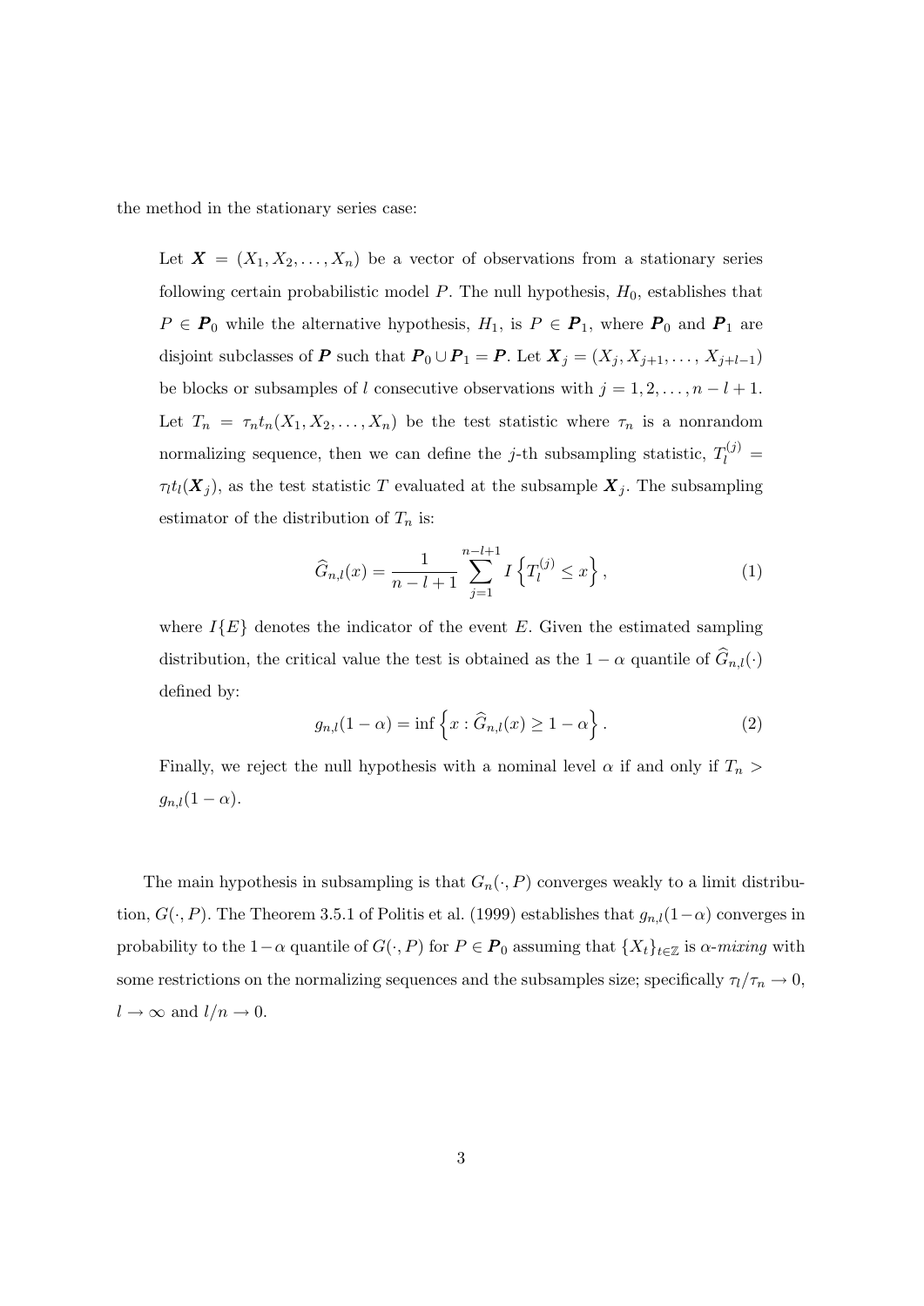the method in the stationary series case:

> Let $\boldsymbol{X} = (X_1, X_2, \ldots, X_n)$ be a vector of observations from a stationary series following certain probabilistic model $P$. The null hypothesis, $H_0$, establishes that $P \in \boldsymbol{P}_0$ while the alternative hypothesis, $H_1$, is $P \in \boldsymbol{P}_1$, where $\boldsymbol{P}_0$ and $\boldsymbol{P}_1$ are disjoint subclasses of $\boldsymbol{P}$ such that $\boldsymbol{P}_0 \cup \boldsymbol{P}_1 = \boldsymbol{P}$. Let $\boldsymbol{X}_j = (X_j, X_{j+1}, \ldots, X_{j+l-1})$ be blocks or subsamples of $l$ consecutive observations with $j = 1, 2, \ldots, n-l+1$. Let $T_n = \tau_n t_n(X_1, X_2, \ldots, X_n)$ be the test statistic where $\tau_n$ is a nonrandom normalizing sequence, then we can define the $j$-th subsampling statistic, $T_l^{(j)} = \tau_l t_l(\boldsymbol{X}_j)$, as the test statistic $T$ evaluated at the subsample $\boldsymbol{X}_j$. The subsampling estimator of the distribution of $T_n$ is:
>
> $$\widehat{G}_{n,l}(x) = \frac{1}{n-l+1} \sum_{j=1}^{n-l+1} I\left\{T_l^{(j)} \leq x\right\}, \tag{1}$$
>
> where $I\{E\}$ denotes the indicator of the event $E$. Given the estimated sampling distribution, the critical value the test is obtained as the $1-\alpha$ quantile of $\widehat{G}_{n,l}(\cdot)$ defined by:
>
> $$g_{n,l}(1-\alpha) = \inf\left\{x : \widehat{G}_{n,l}(x) \geq 1-\alpha\right\}. \tag{2}$$
>
> Finally, we reject the null hypothesis with a nominal level $\alpha$ if and only if $T_n > g_{n,l}(1-\alpha)$.

The main hypothesis in subsampling is that $G_n(\cdot, P)$ converges weakly to a limit distribution, $G(\cdot, P)$. The Theorem 3.5.1 of Politis et al. (1999) establishes that $g_{n,l}(1-\alpha)$ converges in probability to the $1-\alpha$ quantile of $G(\cdot, P)$ for $P \in \boldsymbol{P}_0$ assuming that $\{X_t\}_{t\in\mathbb{Z}}$ is $\alpha$-*mixing* with some restrictions on the normalizing sequences and the subsamples size; specifically $\tau_l/\tau_n \to 0$, $l \to \infty$ and $l/n \to 0$.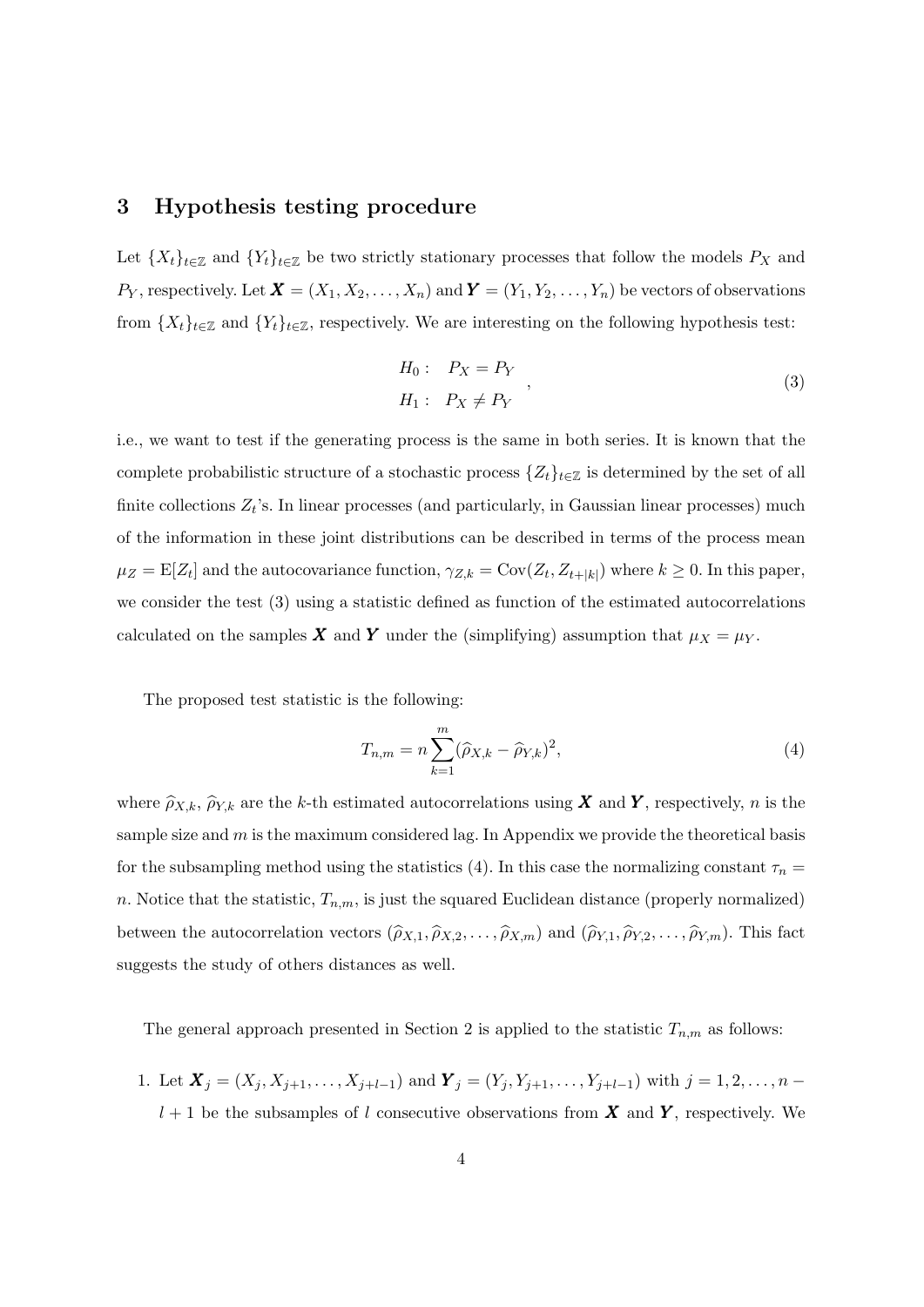## 3 Hypothesis testing procedure

Let $\{X_t\}_{t\in\mathbb{Z}}$ and $\{Y_t\}_{t\in\mathbb{Z}}$ be two strictly stationary processes that follow the models $P_X$ and $P_Y$, respectively. Let $\boldsymbol{X} = (X_1, X_2, \ldots, X_n)$ and $\boldsymbol{Y} = (Y_1, Y_2, \ldots, Y_n)$ be vectors of observations from $\{X_t\}_{t\in\mathbb{Z}}$ and $\{Y_t\}_{t\in\mathbb{Z}}$, respectively. We are interesting on the following hypothesis test:

$$
\begin{aligned}
H_0: &\quad P_X = P_Y \\
H_1: &\quad P_X \neq P_Y
\end{aligned}
\quad , \tag{3}
$$

i.e., we want to test if the generating process is the same in both series. It is known that the complete probabilistic structure of a stochastic process $\{Z_t\}_{t\in\mathbb{Z}}$ is determined by the set of all finite collections $Z_t$'s. In linear processes (and particularly, in Gaussian linear processes) much of the information in these joint distributions can be described in terms of the process mean $\mu_Z = \mathrm{E}[Z_t]$ and the autocovariance function, $\gamma_{Z,k} = \mathrm{Cov}(Z_t, Z_{t+|k|})$ where $k \geq 0$. In this paper, we consider the test (3) using a statistic defined as function of the estimated autocorrelations calculated on the samples $\boldsymbol{X}$ and $\boldsymbol{Y}$ under the (simplifying) assumption that $\mu_X = \mu_Y$.

The proposed test statistic is the following:

$$
T_{n,m} = n \sum_{k=1}^{m} (\widehat{\rho}_{X,k} - \widehat{\rho}_{Y,k})^2, \tag{4}
$$

where $\widehat{\rho}_{X,k}$, $\widehat{\rho}_{Y,k}$ are the $k$-th estimated autocorrelations using $\boldsymbol{X}$ and $\boldsymbol{Y}$, respectively, $n$ is the sample size and $m$ is the maximum considered lag. In Appendix we provide the theoretical basis for the subsampling method using the statistics (4). In this case the normalizing constant $\tau_n = n$. Notice that the statistic, $T_{n,m}$, is just the squared Euclidean distance (properly normalized) between the autocorrelation vectors $(\widehat{\rho}_{X,1}, \widehat{\rho}_{X,2}, \ldots, \widehat{\rho}_{X,m})$ and $(\widehat{\rho}_{Y,1}, \widehat{\rho}_{Y,2}, \ldots, \widehat{\rho}_{Y,m})$. This fact suggests the study of others distances as well.

The general approach presented in Section 2 is applied to the statistic $T_{n,m}$ as follows:

1. Let $\boldsymbol{X}_j = (X_j, X_{j+1}, \ldots, X_{j+l-1})$ and $\boldsymbol{Y}_j = (Y_j, Y_{j+1}, \ldots, Y_{j+l-1})$ with $j = 1, 2, \ldots, n - l + 1$ be the subsamples of $l$ consecutive observations from $\boldsymbol{X}$ and $\boldsymbol{Y}$, respectively. We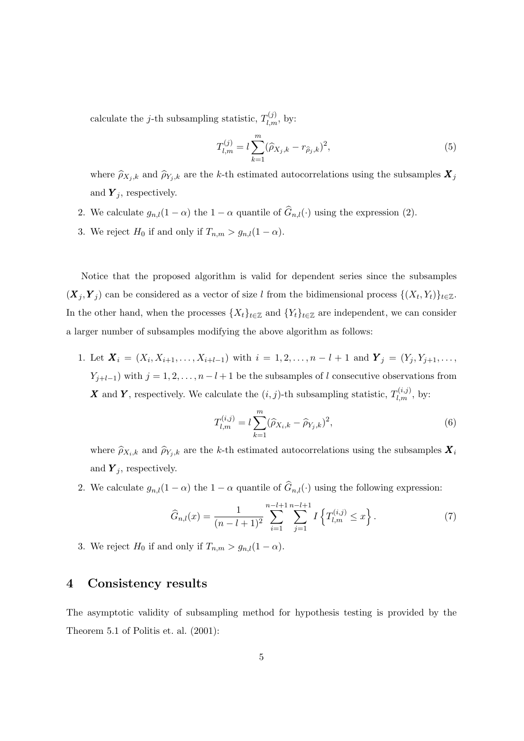calculate the $j$-th subsampling statistic, $T_{l,m}^{(j)}$, by:

$$T_{l,m}^{(j)} = l \sum_{k=1}^{m} (\widehat{\rho}_{X_j,k} - r_{\widehat{\rho}_j,k})^2, \tag{5}$$

where $\widehat{\rho}_{X_j,k}$ and $\widehat{\rho}_{Y_j,k}$ are the $k$-th estimated autocorrelations using the subsamples $\boldsymbol{X}_j$ and $\boldsymbol{Y}_j$, respectively.

2. We calculate $g_{n,l}(1-\alpha)$ the $1-\alpha$ quantile of $\widehat{G}_{n,l}(\cdot)$ using the expression (2).
3. We reject $H_0$ if and only if $T_{n,m} > g_{n,l}(1-\alpha)$.

Notice that the proposed algorithm is valid for dependent series since the subsamples $(\boldsymbol{X}_j, \boldsymbol{Y}_j)$ can be considered as a vector of size $l$ from the bidimensional process $\{(X_t, Y_t)\}_{t\in\mathbb{Z}}$. In the other hand, when the processes $\{X_t\}_{t\in\mathbb{Z}}$ and $\{Y_t\}_{t\in\mathbb{Z}}$ are independent, we can consider a larger number of subsamples modifying the above algorithm as follows:

1. Let $\boldsymbol{X}_i = (X_i, X_{i+1}, \ldots, X_{i+l-1})$ with $i = 1, 2, \ldots, n-l+1$ and $\boldsymbol{Y}_j = (Y_j, Y_{j+1}, \ldots, Y_{j+l-1})$ with $j = 1, 2, \ldots, n-l+1$ be the subsamples of $l$ consecutive observations from $\boldsymbol{X}$ and $\boldsymbol{Y}$, respectively. We calculate the $(i,j)$-th subsampling statistic, $T_{l,m}^{(i,j)}$, by:

$$T_{l,m}^{(i,j)} = l \sum_{k=1}^{m} (\widehat{\rho}_{X_i,k} - \widehat{\rho}_{Y_j,k})^2, \tag{6}$$

where $\widehat{\rho}_{X_i,k}$ and $\widehat{\rho}_{Y_j,k}$ are the $k$-th estimated autocorrelations using the subsamples $\boldsymbol{X}_i$ and $\boldsymbol{Y}_j$, respectively.

2. We calculate $g_{n,l}(1-\alpha)$ the $1-\alpha$ quantile of $\widehat{G}_{n,l}(\cdot)$ using the following expression:

$$\widehat{G}_{n,l}(x) = \frac{1}{(n-l+1)^2} \sum_{i=1}^{n-l+1} \sum_{j=1}^{n-l+1} I\left\{T_{l,m}^{(i,j)} \leq x\right\}. \tag{7}$$

3. We reject $H_0$ if and only if $T_{n,m} > g_{n,l}(1-\alpha)$.

## 4 Consistency results

The asymptotic validity of subsampling method for hypothesis testing is provided by the Theorem 5.1 of Politis et. al. (2001):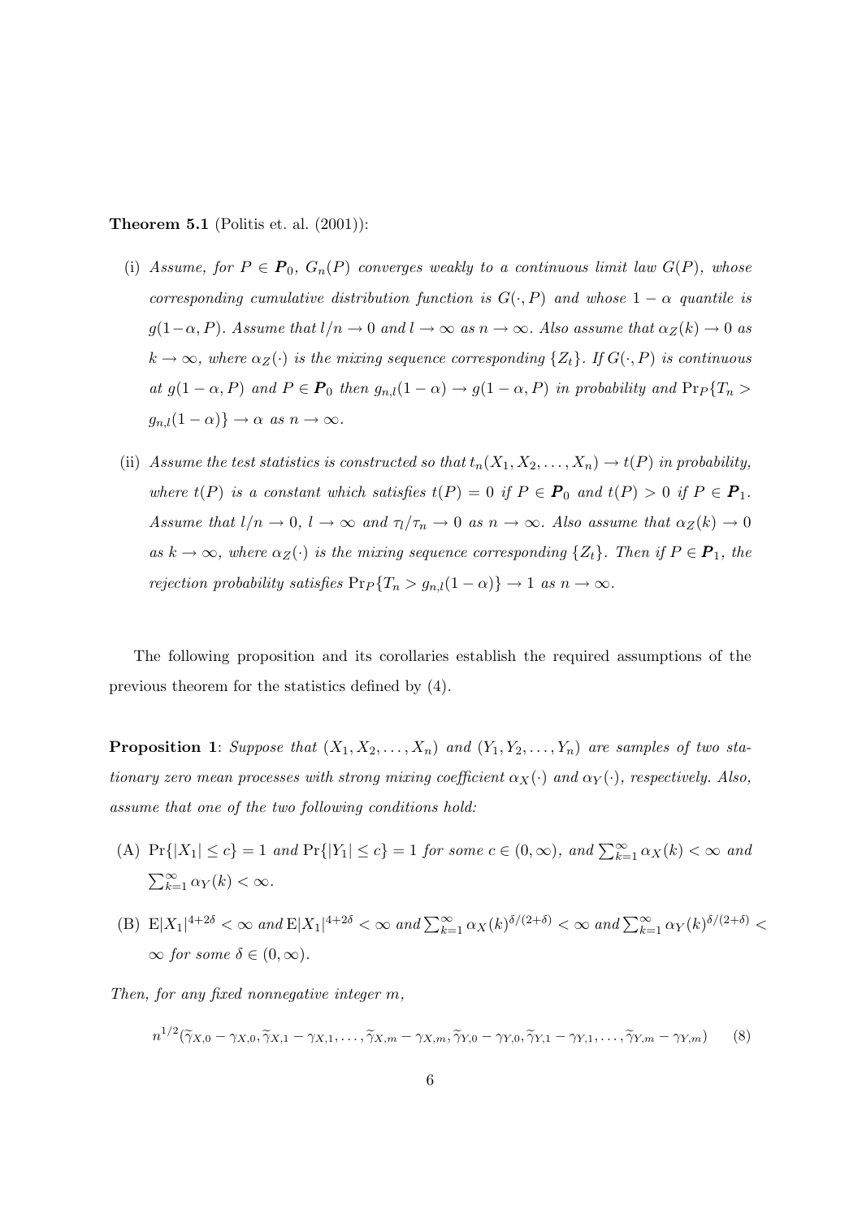**Theorem 5.1** (Politis et. al. (2001)):

(i) *Assume, for $P \in \boldsymbol{P}_0$, $G_n(P)$ converges weakly to a continuous limit law $G(P)$, whose corresponding cumulative distribution function is $G(\cdot, P)$ and whose $1-\alpha$ quantile is $g(1-\alpha, P)$. Assume that $l/n \to 0$ and $l \to \infty$ as $n \to \infty$. Also assume that $\alpha_Z(k) \to 0$ as $k \to \infty$, where $\alpha_Z(\cdot)$ is the mixing sequence corresponding $\{Z_t\}$. If $G(\cdot, P)$ is continuous at $g(1-\alpha, P)$ and $P \in \boldsymbol{P}_0$ then $g_{n,l}(1-\alpha) \to g(1-\alpha, P)$ in probability and $\Pr_P\{T_n > g_{n,l}(1-\alpha)\} \to \alpha$ as $n \to \infty$.*

(ii) *Assume the test statistics is constructed so that $t_n(X_1, X_2, \ldots, X_n) \to t(P)$ in probability, where $t(P)$ is a constant which satisfies $t(P) = 0$ if $P \in \boldsymbol{P}_0$ and $t(P) > 0$ if $P \in \boldsymbol{P}_1$. Assume that $l/n \to 0$, $l \to \infty$ and $\tau_l/\tau_n \to 0$ as $n \to \infty$. Also assume that $\alpha_Z(k) \to 0$ as $k \to \infty$, where $\alpha_Z(\cdot)$ is the mixing sequence corresponding $\{Z_t\}$. Then if $P \in \boldsymbol{P}_1$, the rejection probability satisfies $\Pr_P\{T_n > g_{n,l}(1-\alpha)\} \to 1$ as $n \to \infty$.*

The following proposition and its corollaries establish the required assumptions of the previous theorem for the statistics defined by (4).

**Proposition 1**: *Suppose that $(X_1, X_2, \ldots, X_n)$ and $(Y_1, Y_2, \ldots, Y_n)$ are samples of two stationary zero mean processes with strong mixing coefficient $\alpha_X(\cdot)$ and $\alpha_Y(\cdot)$, respectively. Also, assume that one of the two following conditions hold:*

(A) $\Pr\{|X_1| \leq c\} = 1$ *and* $\Pr\{|Y_1| \leq c\} = 1$ *for some* $c \in (0, \infty)$, *and* $\sum_{k=1}^{\infty} \alpha_X(k) < \infty$ *and* $\sum_{k=1}^{\infty} \alpha_Y(k) < \infty$.

(B) $\mathrm{E}|X_1|^{4+2\delta} < \infty$ *and* $\mathrm{E}|X_1|^{4+2\delta} < \infty$ *and* $\sum_{k=1}^{\infty} \alpha_X(k)^{\delta/(2+\delta)} < \infty$ *and* $\sum_{k=1}^{\infty} \alpha_Y(k)^{\delta/(2+\delta)} < \infty$ *for some* $\delta \in (0, \infty)$.

*Then, for any fixed nonnegative integer $m$,*

$$n^{1/2}(\widetilde{\gamma}_{X,0} - \gamma_{X,0}, \widetilde{\gamma}_{X,1} - \gamma_{X,1}, \ldots, \widetilde{\gamma}_{X,m} - \gamma_{X,m}, \widetilde{\gamma}_{Y,0} - \gamma_{Y,0}, \widetilde{\gamma}_{Y,1} - \gamma_{Y,1}, \ldots, \widetilde{\gamma}_{Y,m} - \gamma_{Y,m}) \tag{8}$$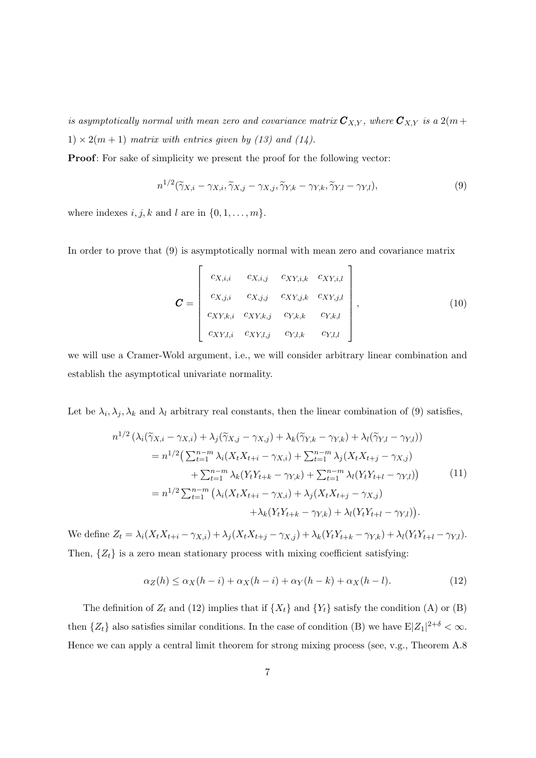*is asymptotically normal with mean zero and covariance matrix $\boldsymbol{C}_{X,Y}$, where $\boldsymbol{C}_{X,Y}$ is a $2(m+1) \times 2(m+1)$ matrix with entries given by (13) and (14).*

**Proof**: For sake of simplicity we present the proof for the following vector:

$$n^{1/2}(\widetilde{\gamma}_{X,i} - \gamma_{X,i}, \widetilde{\gamma}_{X,j} - \gamma_{X,j}, \widetilde{\gamma}_{Y,k} - \gamma_{Y,k}, \widetilde{\gamma}_{Y,l} - \gamma_{Y,l}), \tag{9}$$

where indexes $i, j, k$ and $l$ are in $\{0, 1, \ldots, m\}$.

In order to prove that (9) is asymptotically normal with mean zero and covariance matrix

$$\boldsymbol{C} = \begin{bmatrix} c_{X,i,i} & c_{X,i,j} & c_{XY,i,k} & c_{XY,i,l} \\ c_{X,j,i} & c_{X,j,j} & c_{XY,j,k} & c_{XY,j,l} \\ c_{XY,k,i} & c_{XY,k,j} & c_{Y,k,k} & c_{Y,k,l} \\ c_{XY,l,i} & c_{XY,l,j} & c_{Y,l,k} & c_{Y,l,l} \end{bmatrix}, \tag{10}$$

we will use a Cramer-Wold argument, i.e., we will consider arbitrary linear combination and establish the asymptotical univariate normality.

Let be $\lambda_i, \lambda_j, \lambda_k$ and $\lambda_l$ arbitrary real constants, then the linear combination of (9) satisfies,

$$\begin{aligned} n^{1/2} & \left(\lambda_i(\widetilde{\gamma}_{X,i} - \gamma_{X,i}) + \lambda_j(\widetilde{\gamma}_{X,j} - \gamma_{X,j}) + \lambda_k(\widetilde{\gamma}_{Y,k} - \gamma_{Y,k}) + \lambda_l(\widetilde{\gamma}_{Y,l} - \gamma_{Y,l})\right) \\ &= n^{1/2}\big(\textstyle\sum_{t=1}^{n-m} \lambda_i(X_tX_{t+i} - \gamma_{X,i}) + \sum_{t=1}^{n-m} \lambda_j(X_tX_{t+j} - \gamma_{X,j}) \\ &\qquad + \textstyle\sum_{t=1}^{n-m} \lambda_k(Y_tY_{t+k} - \gamma_{Y,k}) + \sum_{t=1}^{n-m} \lambda_l(Y_tY_{t+l} - \gamma_{Y,l})\big) \\ &= n^{1/2} \textstyle\sum_{t=1}^{n-m} \big(\lambda_i(X_tX_{t+i} - \gamma_{X,i}) + \lambda_j(X_tX_{t+j} - \gamma_{X,j}) \\ &\qquad + \lambda_k(Y_tY_{t+k} - \gamma_{Y,k}) + \lambda_l(Y_tY_{t+l} - \gamma_{Y,l})\big). \end{aligned} \tag{11}$$

We define $Z_t = \lambda_i(X_tX_{t+i} - \gamma_{X,i}) + \lambda_j(X_tX_{t+j} - \gamma_{X,j}) + \lambda_k(Y_tY_{t+k} - \gamma_{Y,k}) + \lambda_l(Y_tY_{t+l} - \gamma_{Y,l})$. Then, $\{Z_t\}$ is a zero mean stationary process with mixing coefficient satisfying:

$$\alpha_Z(h) \leq \alpha_X(h - i) + \alpha_X(h - i) + \alpha_Y(h - k) + \alpha_X(h - l). \tag{12}$$

The definition of $Z_t$ and (12) implies that if $\{X_t\}$ and $\{Y_t\}$ satisfy the condition (A) or (B) then $\{Z_t\}$ also satisfies similar conditions. In the case of condition (B) we have $\mathrm{E}|Z_1|^{2+\delta} < \infty$. Hence we can apply a central limit theorem for strong mixing process (see, v.g., Theorem A.8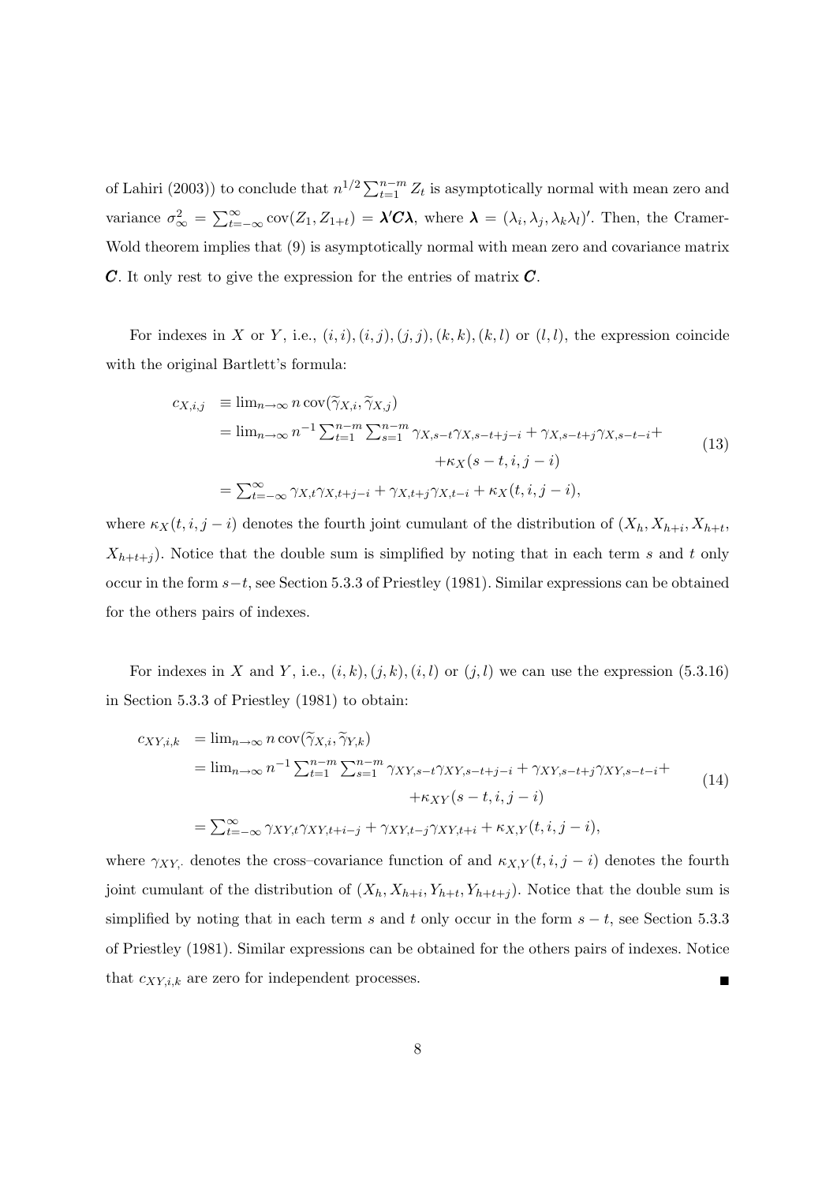of Lahiri (2003)) to conclude that $n^{1/2}\sum_{t=1}^{n-m} Z_t$ is asymptotically normal with mean zero and variance $\sigma_\infty^2 = \sum_{t=-\infty}^{\infty} \text{cov}(Z_1, Z_{1+t}) = \boldsymbol{\lambda}'\boldsymbol{C}\boldsymbol{\lambda}$, where $\boldsymbol{\lambda} = (\lambda_i, \lambda_j, \lambda_k\lambda_l)'$. Then, the Cramer-Wold theorem implies that (9) is asymptotically normal with mean zero and covariance matrix $\boldsymbol{C}$. It only rest to give the expression for the entries of matrix $\boldsymbol{C}$.

For indexes in $X$ or $Y$, i.e., $(i,i),(i,j),(j,j),(k,k),(k,l)$ or $(l,l)$, the expression coincide with the original Bartlett's formula:

$$
\begin{aligned}
c_{X,i,j} &\equiv \lim_{n\to\infty} n \,\text{cov}(\widetilde{\gamma}_{X,i}, \widetilde{\gamma}_{X,j}) \\
&= \lim_{n\to\infty} n^{-1} \sum_{t=1}^{n-m}\sum_{s=1}^{n-m} \gamma_{X,s-t}\gamma_{X,s-t+j-i} + \gamma_{X,s-t+j}\gamma_{X,s-t-i} + \\
&\qquad\qquad + \kappa_X(s-t, i, j-i) \\
&= \sum_{t=-\infty}^{\infty} \gamma_{X,t}\gamma_{X,t+j-i} + \gamma_{X,t+j}\gamma_{X,t-i} + \kappa_X(t,i,j-i),
\end{aligned}
\tag{13}
$$

where $\kappa_X(t,i,j-i)$ denotes the fourth joint cumulant of the distribution of $(X_h, X_{h+i}, X_{h+t}, X_{h+t+j})$. Notice that the double sum is simplified by noting that in each term $s$ and $t$ only occur in the form $s-t$, see Section 5.3.3 of Priestley (1981). Similar expressions can be obtained for the others pairs of indexes.

For indexes in $X$ and $Y$, i.e., $(i,k),(j,k),(i,l)$ or $(j,l)$ we can use the expression (5.3.16) in Section 5.3.3 of Priestley (1981) to obtain:

$$
\begin{aligned}
c_{XY,i,k} &= \lim_{n\to\infty} n \,\text{cov}(\widetilde{\gamma}_{X,i}, \widetilde{\gamma}_{Y,k}) \\
&= \lim_{n\to\infty} n^{-1} \sum_{t=1}^{n-m}\sum_{s=1}^{n-m} \gamma_{XY,s-t}\gamma_{XY,s-t+j-i} + \gamma_{XY,s-t+j}\gamma_{XY,s-t-i} + \\
&\qquad\qquad + \kappa_{XY}(s-t, i, j-i) \\
&= \sum_{t=-\infty}^{\infty} \gamma_{XY,t}\gamma_{XY,t+i-j} + \gamma_{XY,t-j}\gamma_{XY,t+i} + \kappa_{X,Y}(t,i,j-i),
\end{aligned}
\tag{14}
$$

where $\gamma_{XY,\cdot}$ denotes the cross–covariance function of and $\kappa_{X,Y}(t,i,j-i)$ denotes the fourth joint cumulant of the distribution of $(X_h, X_{h+i}, Y_{h+t}, Y_{h+t+j})$. Notice that the double sum is simplified by noting that in each term $s$ and $t$ only occur in the form $s-t$, see Section 5.3.3 of Priestley (1981). Similar expressions can be obtained for the others pairs of indexes. Notice that $c_{XY,i,k}$ are zero for independent processes. ∎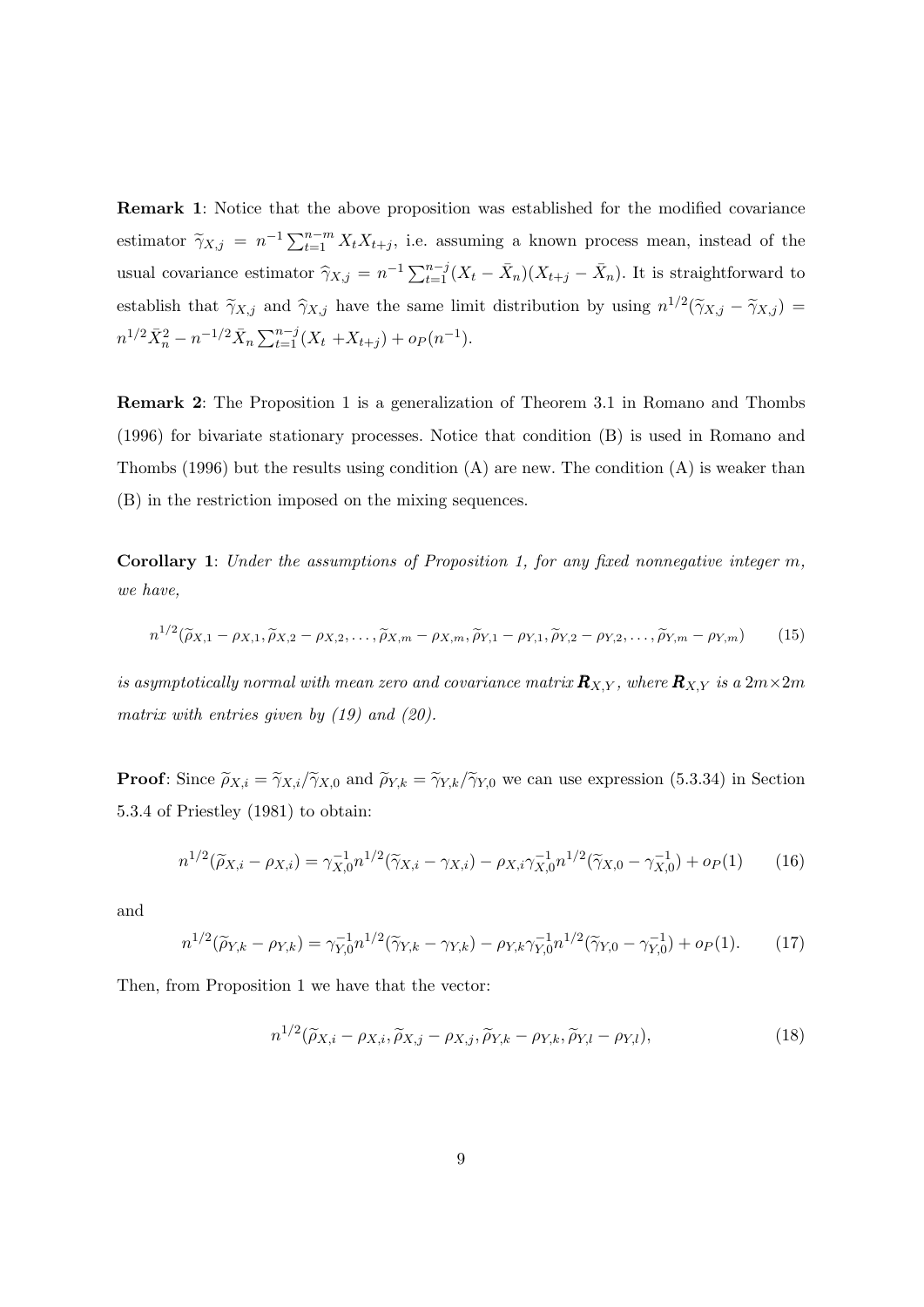**Remark 1**: Notice that the above proposition was established for the modified covariance estimator $\widetilde{\gamma}_{X,j} = n^{-1}\sum_{t=1}^{n-m} X_t X_{t+j}$, i.e. assuming a known process mean, instead of the usual covariance estimator $\widehat{\gamma}_{X,j} = n^{-1}\sum_{t=1}^{n-j}(X_t - \bar{X}_n)(X_{t+j} - \bar{X}_n)$. It is straightforward to establish that $\widetilde{\gamma}_{X,j}$ and $\widehat{\gamma}_{X,j}$ have the same limit distribution by using $n^{1/2}(\widetilde{\gamma}_{X,j} - \widetilde{\gamma}_{X,j}) = n^{1/2}\bar{X}_n^2 - n^{-1/2}\bar{X}_n \sum_{t=1}^{n-j}(X_t + X_{t+j}) + o_P(n^{-1})$.

**Remark 2**: The Proposition 1 is a generalization of Theorem 3.1 in Romano and Thombs (1996) for bivariate stationary processes. Notice that condition (B) is used in Romano and Thombs (1996) but the results using condition (A) are new. The condition (A) is weaker than (B) in the restriction imposed on the mixing sequences.

**Corollary 1**: *Under the assumptions of Proposition 1, for any fixed nonnegative integer $m$, we have,*

$$n^{1/2}(\widetilde{\rho}_{X,1} - \rho_{X,1}, \widetilde{\rho}_{X,2} - \rho_{X,2}, \ldots, \widetilde{\rho}_{X,m} - \rho_{X,m}, \widetilde{\rho}_{Y,1} - \rho_{Y,1}, \widetilde{\rho}_{Y,2} - \rho_{Y,2}, \ldots, \widetilde{\rho}_{Y,m} - \rho_{Y,m}) \tag{15}$$

*is asymptotically normal with mean zero and covariance matrix $\boldsymbol{R}_{X,Y}$, where $\boldsymbol{R}_{X,Y}$ is a $2m \times 2m$ matrix with entries given by (19) and (20).*

**Proof**: Since $\widetilde{\rho}_{X,i} = \widetilde{\gamma}_{X,i}/\widetilde{\gamma}_{X,0}$ and $\widetilde{\rho}_{Y,k} = \widetilde{\gamma}_{Y,k}/\widetilde{\gamma}_{Y,0}$ we can use expression (5.3.34) in Section 5.3.4 of Priestley (1981) to obtain:

$$n^{1/2}(\widetilde{\rho}_{X,i} - \rho_{X,i}) = \gamma_{X,0}^{-1} n^{1/2}(\widetilde{\gamma}_{X,i} - \gamma_{X,i}) - \rho_{X,i}\gamma_{X,0}^{-1} n^{1/2}(\widetilde{\gamma}_{X,0} - \gamma_{X,0}^{-1}) + o_P(1) \tag{16}$$

and

$$n^{1/2}(\widetilde{\rho}_{Y,k} - \rho_{Y,k}) = \gamma_{Y,0}^{-1} n^{1/2}(\widetilde{\gamma}_{Y,k} - \gamma_{Y,k}) - \rho_{Y,k}\gamma_{Y,0}^{-1} n^{1/2}(\widetilde{\gamma}_{Y,0} - \gamma_{Y,0}^{-1}) + o_P(1). \tag{17}$$

Then, from Proposition 1 we have that the vector:

$$n^{1/2}(\widetilde{\rho}_{X,i} - \rho_{X,i}, \widetilde{\rho}_{X,j} - \rho_{X,j}, \widetilde{\rho}_{Y,k} - \rho_{Y,k}, \widetilde{\rho}_{Y,l} - \rho_{Y,l}), \tag{18}$$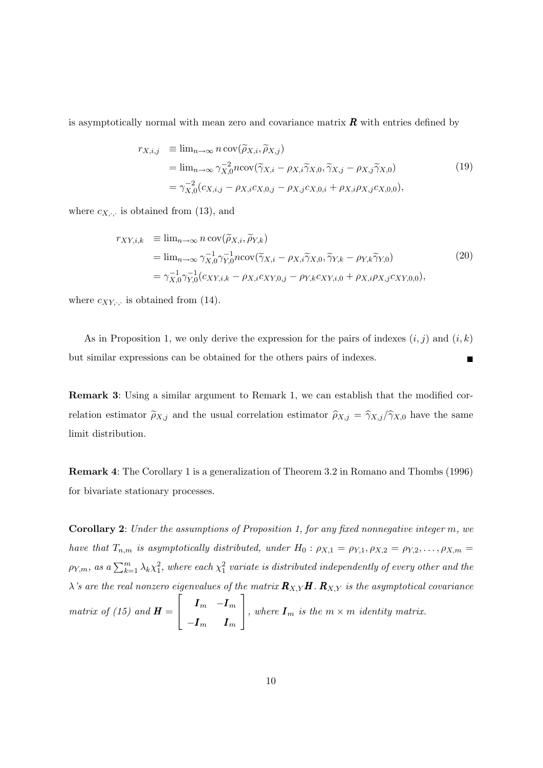is asymptotically normal with mean zero and covariance matrix $\boldsymbol{R}$ with entries defined by

$$
\begin{aligned}
r_{X,i,j} &\equiv \lim_{n\to\infty} n\,\mathrm{cov}(\widetilde{\rho}_{X,i},\widetilde{\rho}_{X,j}) \\
&= \lim_{n\to\infty} \gamma_{X,0}^{-2} n\mathrm{cov}(\widetilde{\gamma}_{X,i}-\rho_{X,i}\widetilde{\gamma}_{X,0},\widetilde{\gamma}_{X,j}-\rho_{X,j}\widetilde{\gamma}_{X,0}) \\
&= \gamma_{X,0}^{-2}(c_{X,i,j}-\rho_{X,i}c_{X,0,j}-\rho_{X,j}c_{X,0,i}+\rho_{X,i}\rho_{X,j}c_{X,0,0}),
\end{aligned}
\tag{19}
$$

where $c_{X,\cdot,\cdot}$ is obtained from (13), and

$$
\begin{aligned}
r_{XY,i,k} &\equiv \lim_{n\to\infty} n\,\mathrm{cov}(\widetilde{\rho}_{X,i},\widetilde{\rho}_{Y,k}) \\
&= \lim_{n\to\infty} \gamma_{X,0}^{-1}\gamma_{Y,0}^{-1} n\mathrm{cov}(\widetilde{\gamma}_{X,i}-\rho_{X,i}\widetilde{\gamma}_{X,0},\widetilde{\gamma}_{Y,k}-\rho_{Y,k}\widetilde{\gamma}_{Y,0}) \\
&= \gamma_{X,0}^{-1}\gamma_{Y,0}^{-1}(c_{XY,i,k}-\rho_{X,i}c_{XY,0,j}-\rho_{Y,k}c_{XY,i,0}+\rho_{X,i}\rho_{X,j}c_{XY,0,0}),
\end{aligned}
\tag{20}
$$

where $c_{XY,\cdot,\cdot}$ is obtained from (14).

As in Proposition 1, we only derive the expression for the pairs of indexes $(i,j)$ and $(i,k)$ but similar expressions can be obtained for the others pairs of indexes. ∎

**Remark 3**: Using a similar argument to Remark 1, we can establish that the modified correlation estimator $\widetilde{\rho}_{X,j}$ and the usual correlation estimator $\widehat{\rho}_{X,j} = \widehat{\gamma}_{X,j}/\widehat{\gamma}_{X,0}$ have the same limit distribution.

**Remark 4**: The Corollary 1 is a generalization of Theorem 3.2 in Romano and Thombs (1996) for bivariate stationary processes.

**Corollary 2**: *Under the assumptions of Proposition 1, for any fixed nonnegative integer $m$, we have that $T_{n,m}$ is asymptotically distributed, under $H_0 : \rho_{X,1} = \rho_{Y,1}, \rho_{X,2} = \rho_{Y,2}, \ldots, \rho_{X,m} = \rho_{Y,m}$, as a $\sum_{k=1}^{m} \lambda_k \chi_1^2$, where each $\chi_1^2$ variate is distributed independently of every other and the $\lambda$'s are the real nonzero eigenvalues of the matrix $\boldsymbol{R}_{X,Y}\boldsymbol{H}$. $\boldsymbol{R}_{X,Y}$ is the asymptotical covariance matrix of (15) and $\boldsymbol{H} = \begin{bmatrix} \boldsymbol{I}_m & -\boldsymbol{I}_m \\ -\boldsymbol{I}_m & \boldsymbol{I}_m \end{bmatrix}$, where $\boldsymbol{I}_m$ is the $m \times m$ identity matrix.*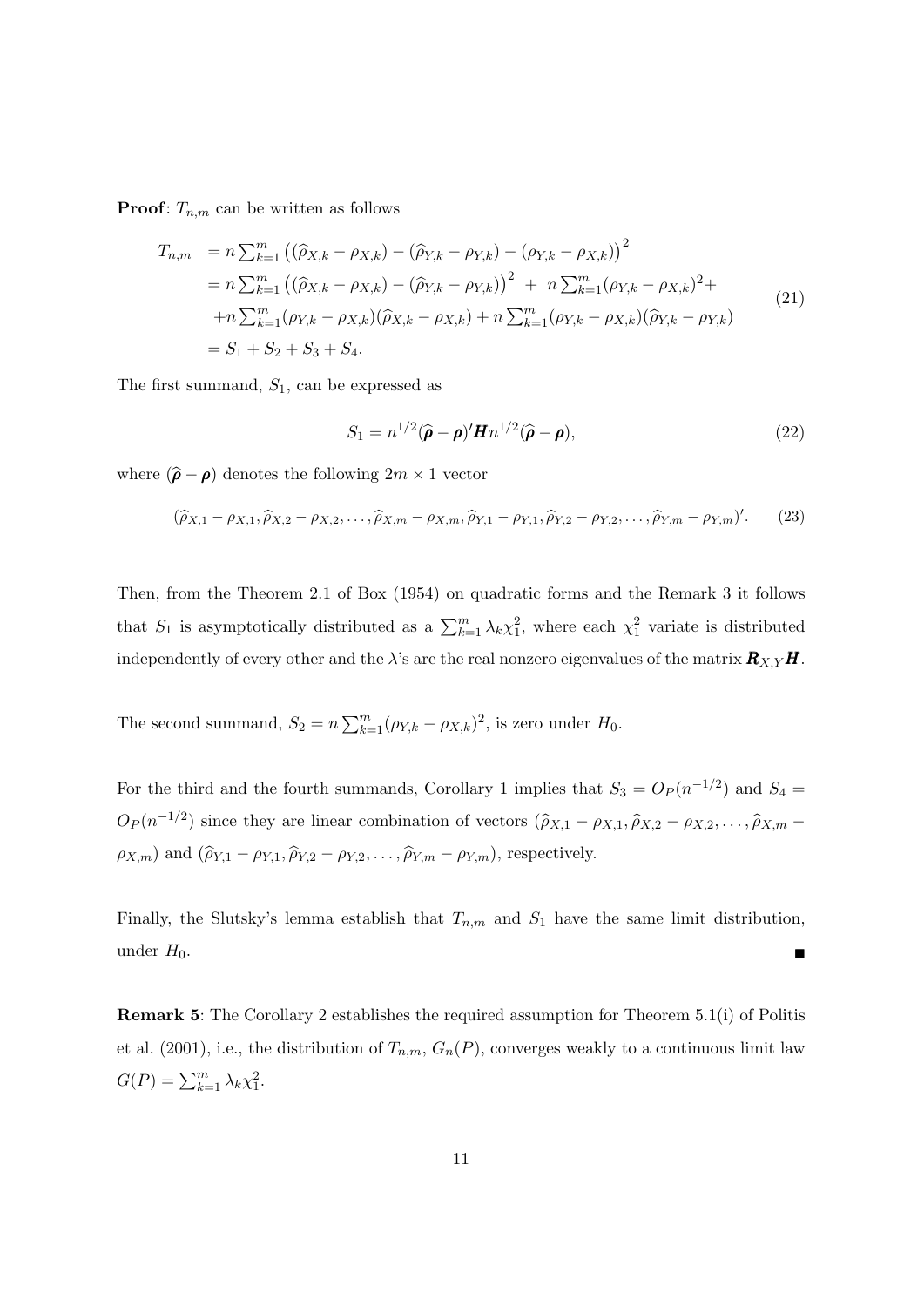**Proof**: $T_{n,m}$ can be written as follows

$$
\begin{aligned}
T_{n,m} &= n\sum_{k=1}^{m}\left((\widehat{\rho}_{X,k}-\rho_{X,k})-(\widehat{\rho}_{Y,k}-\rho_{Y,k})-(\rho_{Y,k}-\rho_{X,k})\right)^2 \\
&= n\sum_{k=1}^{m}\left((\widehat{\rho}_{X,k}-\rho_{X,k})-(\widehat{\rho}_{Y,k}-\rho_{Y,k})\right)^2 \;+\; n\sum_{k=1}^{m}(\rho_{Y,k}-\rho_{X,k})^2+ \\
&\quad +n\sum_{k=1}^{m}(\rho_{Y,k}-\rho_{X,k})(\widehat{\rho}_{X,k}-\rho_{X,k})+n\sum_{k=1}^{m}(\rho_{Y,k}-\rho_{X,k})(\widehat{\rho}_{Y,k}-\rho_{Y,k}) \\
&= S_1+S_2+S_3+S_4.
\end{aligned}
\tag{21}
$$

The first summand, $S_1$, can be expressed as

$$
S_1 = n^{1/2}(\widehat{\boldsymbol{\rho}}-\boldsymbol{\rho})'\boldsymbol{H}n^{1/2}(\widehat{\boldsymbol{\rho}}-\boldsymbol{\rho}), \tag{22}
$$

where $(\widehat{\boldsymbol{\rho}}-\boldsymbol{\rho})$ denotes the following $2m\times 1$ vector

$$
(\widehat{\rho}_{X,1}-\rho_{X,1},\widehat{\rho}_{X,2}-\rho_{X,2},\ldots,\widehat{\rho}_{X,m}-\rho_{X,m},\widehat{\rho}_{Y,1}-\rho_{Y,1},\widehat{\rho}_{Y,2}-\rho_{Y,2},\ldots,\widehat{\rho}_{Y,m}-\rho_{Y,m})'. \tag{23}
$$

Then, from the Theorem 2.1 of Box (1954) on quadratic forms and the Remark 3 it follows that $S_1$ is asymptotically distributed as a $\sum_{k=1}^{m}\lambda_k\chi_1^2$, where each $\chi_1^2$ variate is distributed independently of every other and the $\lambda$'s are the real nonzero eigenvalues of the matrix $\boldsymbol{R}_{X,Y}\boldsymbol{H}$.

The second summand, $S_2 = n\sum_{k=1}^{m}(\rho_{Y,k}-\rho_{X,k})^2$, is zero under $H_0$.

For the third and the fourth summands, Corollary 1 implies that $S_3 = O_P(n^{-1/2})$ and $S_4 = O_P(n^{-1/2})$ since they are linear combination of vectors $(\widehat{\rho}_{X,1}-\rho_{X,1},\widehat{\rho}_{X,2}-\rho_{X,2},\ldots,\widehat{\rho}_{X,m}-\rho_{X,m})$ and $(\widehat{\rho}_{Y,1}-\rho_{Y,1},\widehat{\rho}_{Y,2}-\rho_{Y,2},\ldots,\widehat{\rho}_{Y,m}-\rho_{Y,m})$, respectively.

Finally, the Slutsky's lemma establish that $T_{n,m}$ and $S_1$ have the same limit distribution, under $H_0$. ∎

**Remark 5**: The Corollary 2 establishes the required assumption for Theorem 5.1(i) of Politis et al. (2001), i.e., the distribution of $T_{n,m}$, $G_n(P)$, converges weakly to a continuous limit law $G(P) = \sum_{k=1}^{m}\lambda_k\chi_1^2$.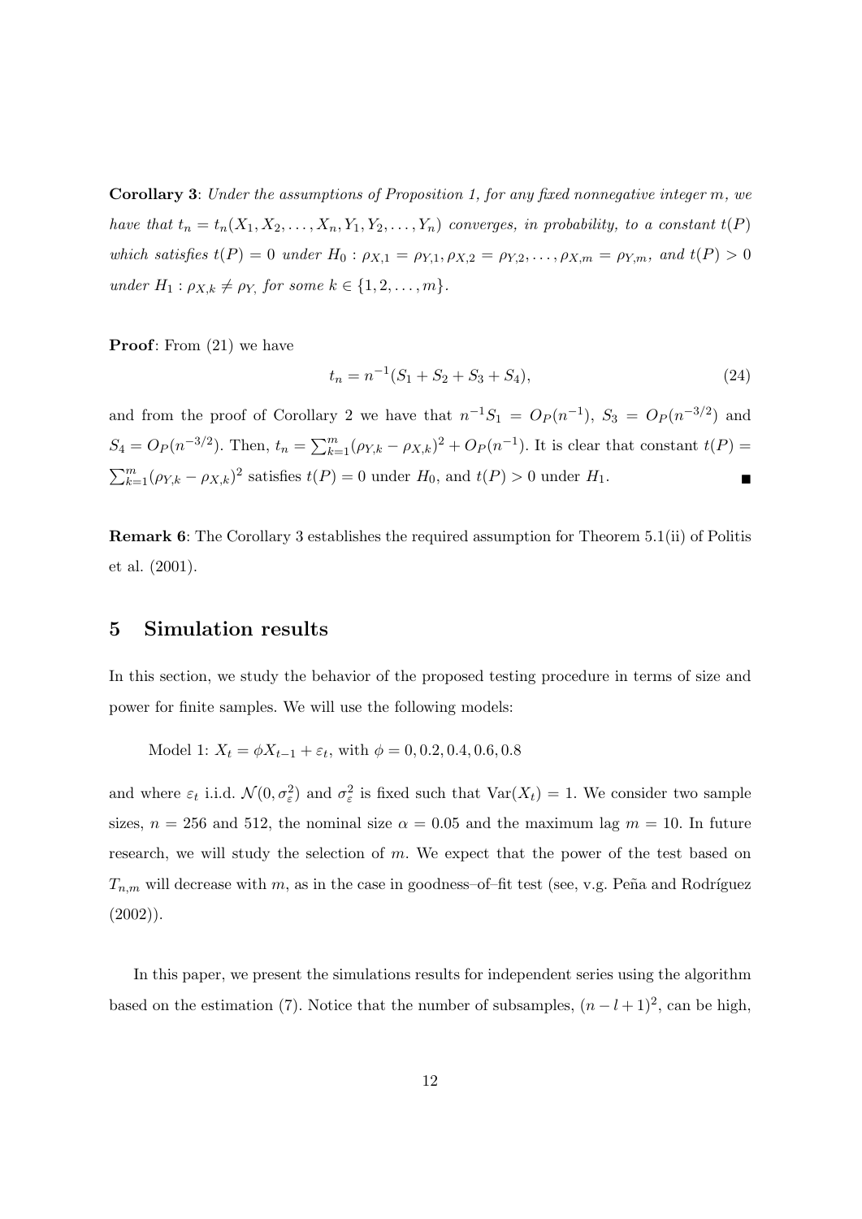**Corollary 3**: *Under the assumptions of Proposition 1, for any fixed nonnegative integer $m$, we have that $t_n = t_n(X_1, X_2, \ldots, X_n, Y_1, Y_2, \ldots, Y_n)$ converges, in probability, to a constant $t(P)$ which satisfies $t(P) = 0$ under $H_0 : \rho_{X,1} = \rho_{Y,1}, \rho_{X,2} = \rho_{Y,2}, \ldots, \rho_{X,m} = \rho_{Y,m}$, and $t(P) > 0$ under $H_1 : \rho_{X,k} \neq \rho_{Y,}$ for some $k \in \{1, 2, \ldots, m\}$.*

**Proof**: From (21) we have

$$t_n = n^{-1}(S_1 + S_2 + S_3 + S_4), \tag{24}$$

and from the proof of Corollary 2 we have that $n^{-1}S_1 = O_P(n^{-1})$, $S_3 = O_P(n^{-3/2})$ and $S_4 = O_P(n^{-3/2})$. Then, $t_n = \sum_{k=1}^{m}(\rho_{Y,k} - \rho_{X,k})^2 + O_P(n^{-1})$. It is clear that constant $t(P) = \sum_{k=1}^{m}(\rho_{Y,k} - \rho_{X,k})^2$ satisfies $t(P) = 0$ under $H_0$, and $t(P) > 0$ under $H_1$. ■

**Remark 6**: The Corollary 3 establishes the required assumption for Theorem 5.1(ii) of Politis et al. (2001).

## 5 Simulation results

In this section, we study the behavior of the proposed testing procedure in terms of size and power for finite samples. We will use the following models:

Model 1: $X_t = \phi X_{t-1} + \varepsilon_t$, with $\phi = 0, 0.2, 0.4, 0.6, 0.8$

and where $\varepsilon_t$ i.i.d. $\mathcal{N}(0, \sigma_\varepsilon^2)$ and $\sigma_\varepsilon^2$ is fixed such that $\text{Var}(X_t) = 1$. We consider two sample sizes, $n = 256$ and 512, the nominal size $\alpha = 0.05$ and the maximum lag $m = 10$. In future research, we will study the selection of $m$. We expect that the power of the test based on $T_{n,m}$ will decrease with $m$, as in the case in goodness–of–fit test (see, v.g. Peña and Rodríguez (2002)).

In this paper, we present the simulations results for independent series using the algorithm based on the estimation (7). Notice that the number of subsamples, $(n - l + 1)^2$, can be high,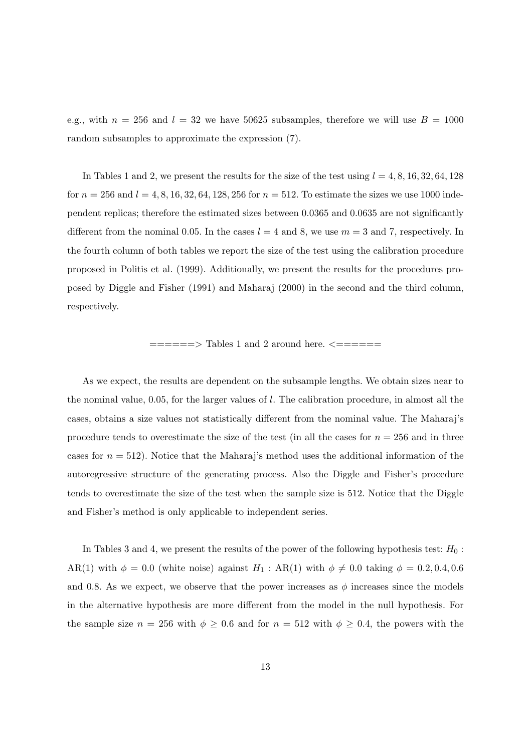e.g., with $n = 256$ and $l = 32$ we have 50625 subsamples, therefore we will use $B = 1000$ random subsamples to approximate the expression (7).

In Tables 1 and 2, we present the results for the size of the test using $l = 4, 8, 16, 32, 64, 128$ for $n = 256$ and $l = 4, 8, 16, 32, 64, 128, 256$ for $n = 512$. To estimate the sizes we use 1000 independent replicas; therefore the estimated sizes between 0.0365 and 0.0635 are not significantly different from the nominal 0.05. In the cases $l = 4$ and 8, we use $m = 3$ and 7, respectively. In the fourth column of both tables we report the size of the test using the calibration procedure proposed in Politis et al. (1999). Additionally, we present the results for the procedures proposed by Diggle and Fisher (1991) and Maharaj (2000) in the second and the third column, respectively.

======> Tables 1 and 2 around here. <======

As we expect, the results are dependent on the subsample lengths. We obtain sizes near to the nominal value, 0.05, for the larger values of $l$. The calibration procedure, in almost all the cases, obtains a size values not statistically different from the nominal value. The Maharaj's procedure tends to overestimate the size of the test (in all the cases for $n = 256$ and in three cases for $n = 512$). Notice that the Maharaj's method uses the additional information of the autoregressive structure of the generating process. Also the Diggle and Fisher's procedure tends to overestimate the size of the test when the sample size is 512. Notice that the Diggle and Fisher's method is only applicable to independent series.

In Tables 3 and 4, we present the results of the power of the following hypothesis test: $H_0$ : AR(1) with $\phi = 0.0$ (white noise) against $H_1$ : AR(1) with $\phi \neq 0.0$ taking $\phi = 0.2, 0.4, 0.6$ and 0.8. As we expect, we observe that the power increases as $\phi$ increases since the models in the alternative hypothesis are more different from the model in the null hypothesis. For the sample size $n = 256$ with $\phi \geq 0.6$ and for $n = 512$ with $\phi \geq 0.4$, the powers with the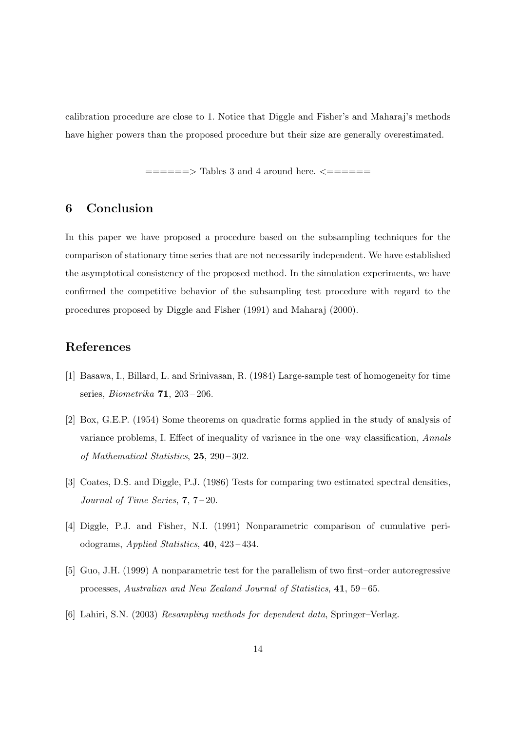calibration procedure are close to 1. Notice that Diggle and Fisher's and Maharaj's methods have higher powers than the proposed procedure but their size are generally overestimated.

======> Tables 3 and 4 around here. <======

## 6 Conclusion

In this paper we have proposed a procedure based on the subsampling techniques for the comparison of stationary time series that are not necessarily independent. We have established the asymptotical consistency of the proposed method. In the simulation experiments, we have confirmed the competitive behavior of the subsampling test procedure with regard to the procedures proposed by Diggle and Fisher (1991) and Maharaj (2000).

## References

[1] Basawa, I., Billard, L. and Srinivasan, R. (1984) Large-sample test of homogeneity for time series, *Biometrika* **71**, 203 – 206.

[2] Box, G.E.P. (1954) Some theorems on quadratic forms applied in the study of analysis of variance problems, I. Effect of inequality of variance in the one–way classification, *Annals of Mathematical Statistics*, **25**, 290 – 302.

[3] Coates, D.S. and Diggle, P.J. (1986) Tests for comparing two estimated spectral densities, *Journal of Time Series*, **7**, 7 – 20.

[4] Diggle, P.J. and Fisher, N.I. (1991) Nonparametric comparison of cumulative periodograms, *Applied Statistics*, **40**, 423 – 434.

[5] Guo, J.H. (1999) A nonparametric test for the parallelism of two first–order autoregressive processes, *Australian and New Zealand Journal of Statistics*, **41**, 59 – 65.

[6] Lahiri, S.N. (2003) *Resampling methods for dependent data*, Springer–Verlag.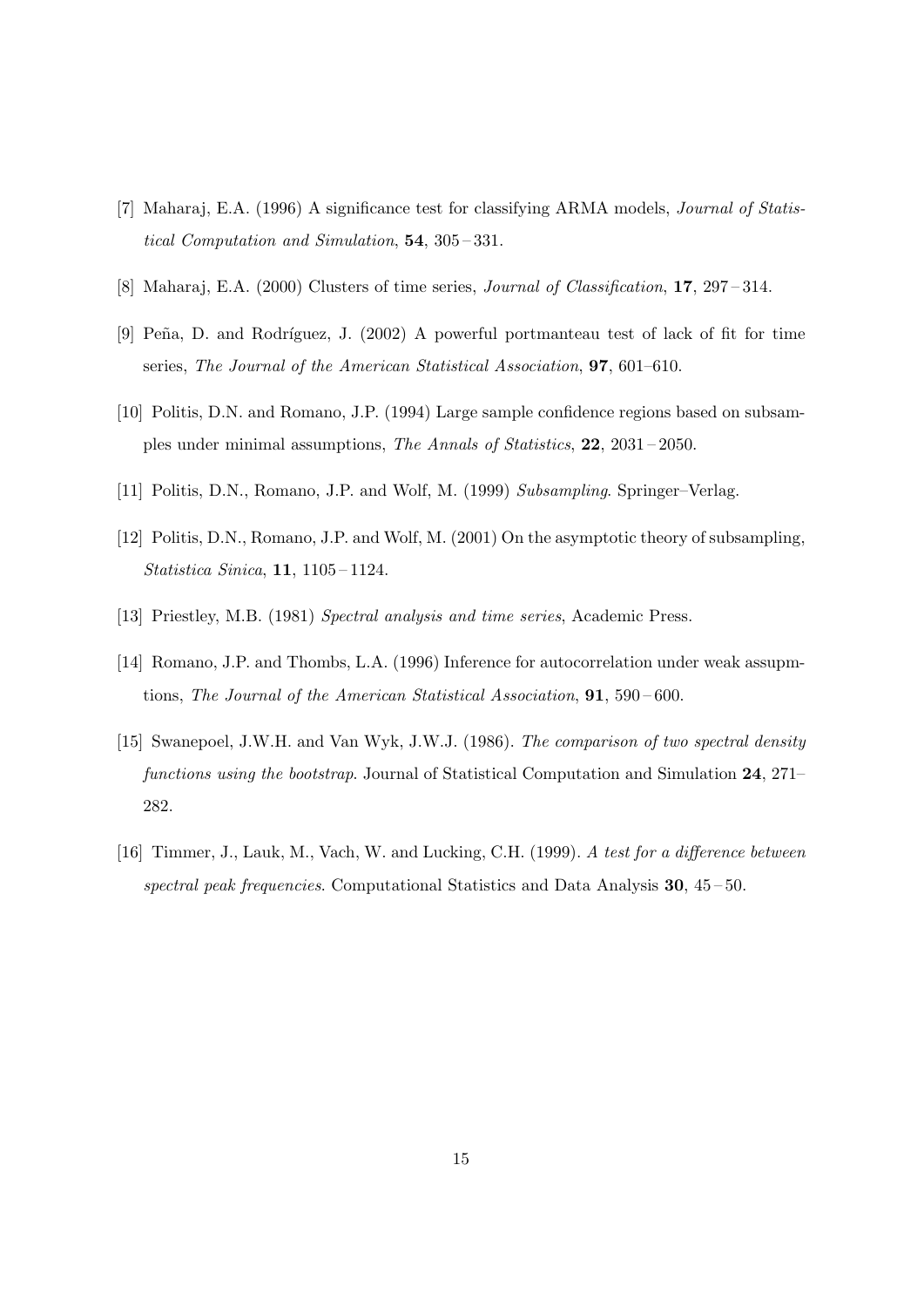[7] Maharaj, E.A. (1996) A significance test for classifying ARMA models, *Journal of Statistical Computation and Simulation*, **54**, 305 – 331.

[8] Maharaj, E.A. (2000) Clusters of time series, *Journal of Classification*, **17**, 297 – 314.

[9] Peña, D. and Rodríguez, J. (2002) A powerful portmanteau test of lack of fit for time series, *The Journal of the American Statistical Association*, **97**, 601–610.

[10] Politis, D.N. and Romano, J.P. (1994) Large sample confidence regions based on subsamples under minimal assumptions, *The Annals of Statistics*, **22**, 2031 – 2050.

[11] Politis, D.N., Romano, J.P. and Wolf, M. (1999) *Subsampling*. Springer–Verlag.

[12] Politis, D.N., Romano, J.P. and Wolf, M. (2001) On the asymptotic theory of subsampling, *Statistica Sinica*, **11**, 1105 – 1124.

[13] Priestley, M.B. (1981) *Spectral analysis and time series*, Academic Press.

[14] Romano, J.P. and Thombs, L.A. (1996) Inference for autocorrelation under weak assupmtions, *The Journal of the American Statistical Association*, **91**, 590 – 600.

[15] Swanepoel, J.W.H. and Van Wyk, J.W.J. (1986). *The comparison of two spectral density functions using the bootstrap*. Journal of Statistical Computation and Simulation **24**, 271–282.

[16] Timmer, J., Lauk, M., Vach, W. and Lucking, C.H. (1999). *A test for a difference between spectral peak frequencies*. Computational Statistics and Data Analysis **30**, 45 – 50.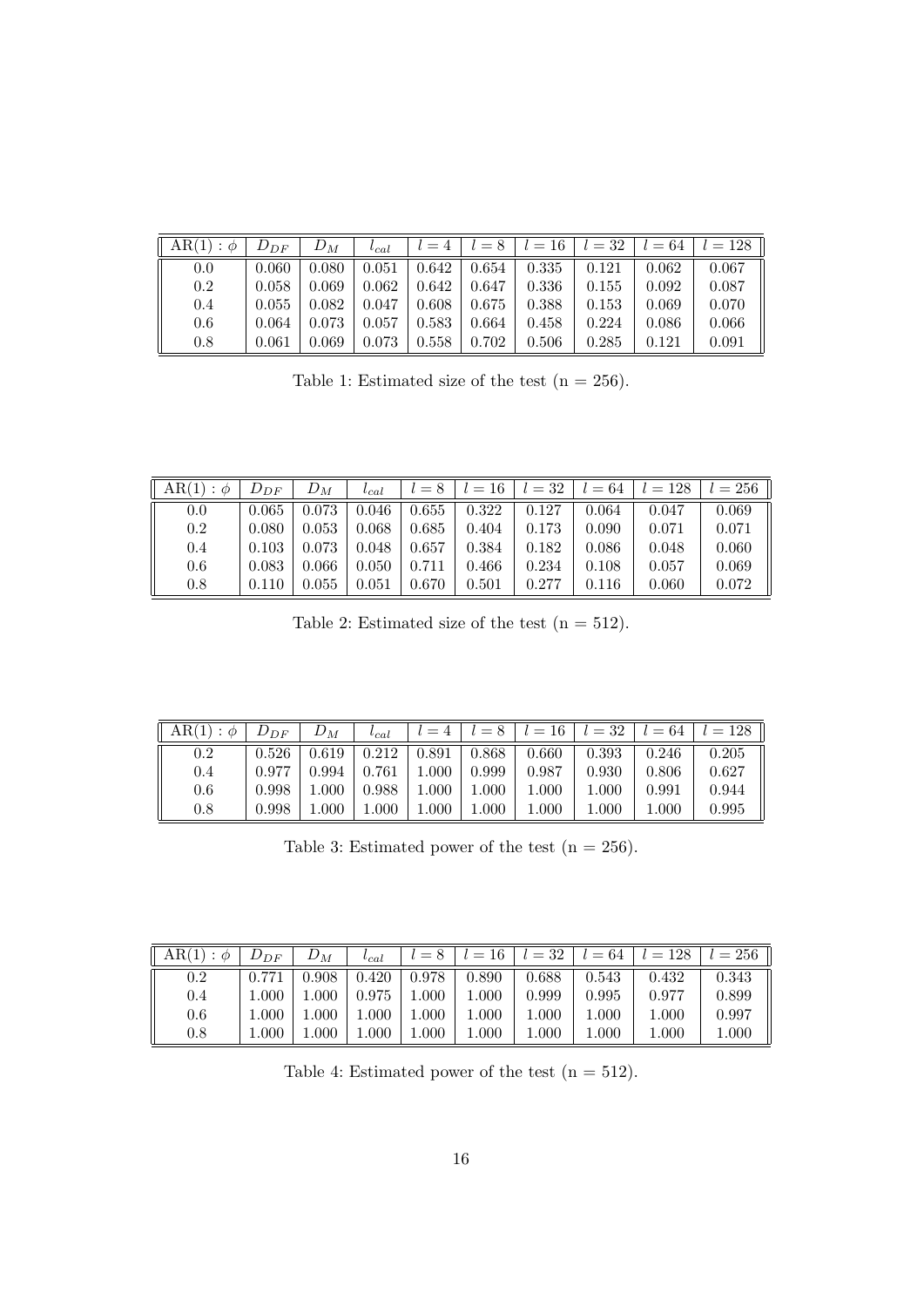| $\mathrm{AR}(1): \phi$ | $D_{DF}$ | $D_M$ | $l_{cal}$ | $l=4$ | $l=8$ | $l=16$ | $l=32$ | $l=64$ | $l=128$ |
|---|---|---|---|---|---|---|---|---|---|
| 0.0 | 0.060 | 0.080 | 0.051 | 0.642 | 0.654 | 0.335 | 0.121 | 0.062 | 0.067 |
| 0.2 | 0.058 | 0.069 | 0.062 | 0.642 | 0.647 | 0.336 | 0.155 | 0.092 | 0.087 |
| 0.4 | 0.055 | 0.082 | 0.047 | 0.608 | 0.675 | 0.388 | 0.153 | 0.069 | 0.070 |
| 0.6 | 0.064 | 0.073 | 0.057 | 0.583 | 0.664 | 0.458 | 0.224 | 0.086 | 0.066 |
| 0.8 | 0.061 | 0.069 | 0.073 | 0.558 | 0.702 | 0.506 | 0.285 | 0.121 | 0.091 |

Table 1: Estimated size of the test (n = 256).

| $\mathrm{AR}(1): \phi$ | $D_{DF}$ | $D_M$ | $l_{cal}$ | $l=8$ | $l=16$ | $l=32$ | $l=64$ | $l=128$ | $l=256$ |
|---|---|---|---|---|---|---|---|---|---|
| 0.0 | 0.065 | 0.073 | 0.046 | 0.655 | 0.322 | 0.127 | 0.064 | 0.047 | 0.069 |
| 0.2 | 0.080 | 0.053 | 0.068 | 0.685 | 0.404 | 0.173 | 0.090 | 0.071 | 0.071 |
| 0.4 | 0.103 | 0.073 | 0.048 | 0.657 | 0.384 | 0.182 | 0.086 | 0.048 | 0.060 |
| 0.6 | 0.083 | 0.066 | 0.050 | 0.711 | 0.466 | 0.234 | 0.108 | 0.057 | 0.069 |
| 0.8 | 0.110 | 0.055 | 0.051 | 0.670 | 0.501 | 0.277 | 0.116 | 0.060 | 0.072 |

Table 2: Estimated size of the test (n = 512).

| $\mathrm{AR}(1): \phi$ | $D_{DF}$ | $D_M$ | $l_{cal}$ | $l=4$ | $l=8$ | $l=16$ | $l=32$ | $l=64$ | $l=128$ |
|---|---|---|---|---|---|---|---|---|---|
| 0.2 | 0.526 | 0.619 | 0.212 | 0.891 | 0.868 | 0.660 | 0.393 | 0.246 | 0.205 |
| 0.4 | 0.977 | 0.994 | 0.761 | 1.000 | 0.999 | 0.987 | 0.930 | 0.806 | 0.627 |
| 0.6 | 0.998 | 1.000 | 0.988 | 1.000 | 1.000 | 1.000 | 1.000 | 0.991 | 0.944 |
| 0.8 | 0.998 | 1.000 | 1.000 | 1.000 | 1.000 | 1.000 | 1.000 | 1.000 | 0.995 |

Table 3: Estimated power of the test (n = 256).

| $\mathrm{AR}(1): \phi$ | $D_{DF}$ | $D_M$ | $l_{cal}$ | $l=8$ | $l=16$ | $l=32$ | $l=64$ | $l=128$ | $l=256$ |
|---|---|---|---|---|---|---|---|---|---|
| 0.2 | 0.771 | 0.908 | 0.420 | 0.978 | 0.890 | 0.688 | 0.543 | 0.432 | 0.343 |
| 0.4 | 1.000 | 1.000 | 0.975 | 1.000 | 1.000 | 0.999 | 0.995 | 0.977 | 0.899 |
| 0.6 | 1.000 | 1.000 | 1.000 | 1.000 | 1.000 | 1.000 | 1.000 | 1.000 | 0.997 |
| 0.8 | 1.000 | 1.000 | 1.000 | 1.000 | 1.000 | 1.000 | 1.000 | 1.000 | 1.000 |

Table 4: Estimated power of the test (n = 512).